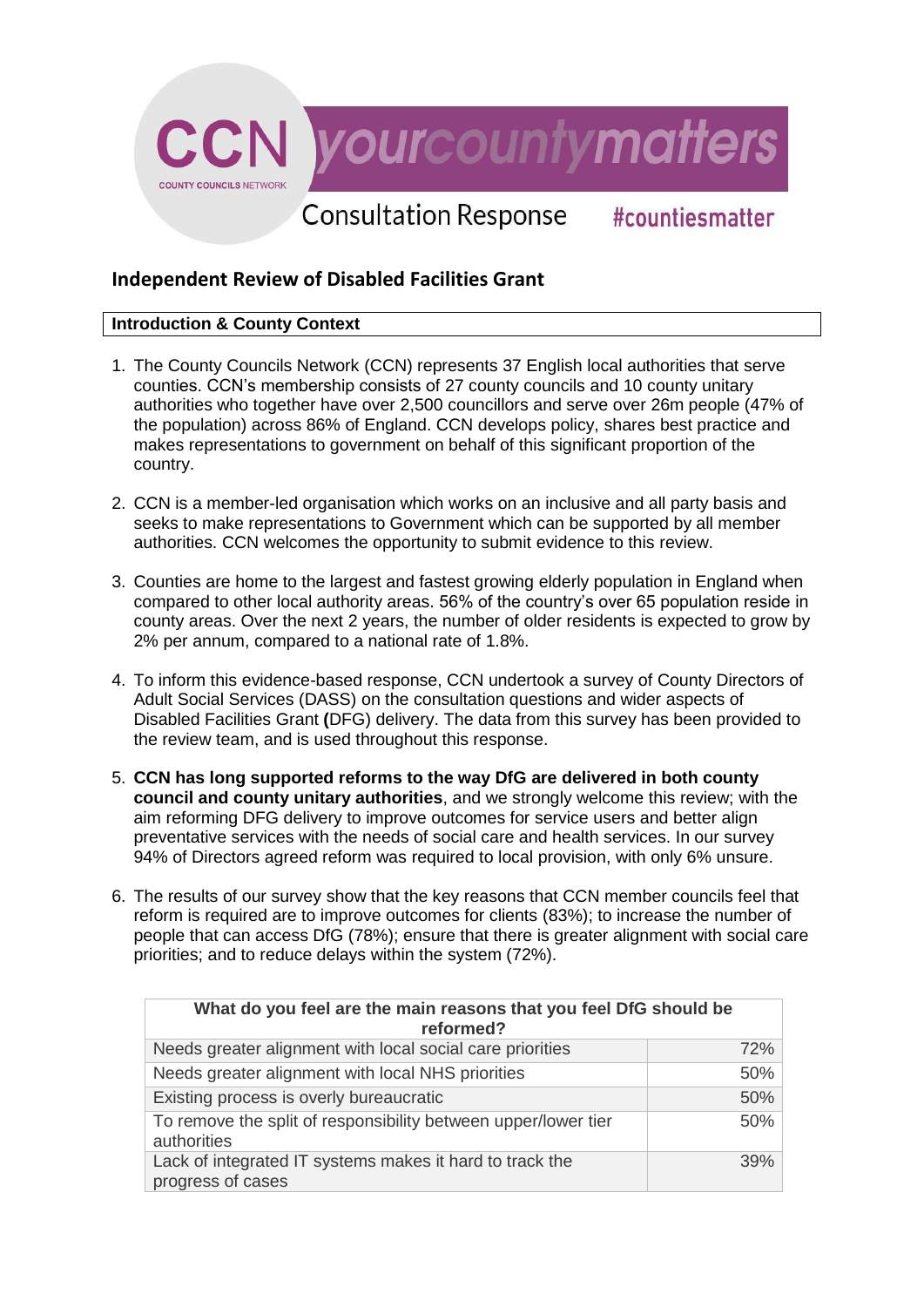CCN COUNTY COUNCILS NETWORK yourcountymatters

Consultation Response #countiesmatter

## Independent Review of Disabled Facilities Grant

### Introduction & County Context

1. The County Councils Network (CCN) represents 37 English local authorities that serve counties. CCN's membership consists of 27 county councils and 10 county unitary authorities who together have over 2,500 councillors and serve over 26m people (47% of the population) across 86% of England. CCN develops policy, shares best practice and makes representations to government on behalf of this significant proportion of the country.

2. CCN is a member-led organisation which works on an inclusive and all party basis and seeks to make representations to Government which can be supported by all member authorities. CCN welcomes the opportunity to submit evidence to this review.

3. Counties are home to the largest and fastest growing elderly population in England when compared to other local authority areas. 56% of the country's over 65 population reside in county areas. Over the next 2 years, the number of older residents is expected to grow by 2% per annum, compared to a national rate of 1.8%.

4. To inform this evidence-based response, CCN undertook a survey of County Directors of Adult Social Services (DASS) on the consultation questions and wider aspects of Disabled Facilities Grant **(**DFG) delivery. The data from this survey has been provided to the review team, and is used throughout this response.

5. **CCN has long supported reforms to the way DfG are delivered in both county council and county unitary authorities**, and we strongly welcome this review; with the aim reforming DFG delivery to improve outcomes for service users and better align preventative services with the needs of social care and health services. In our survey 94% of Directors agreed reform was required to local provision, with only 6% unsure.

6. The results of our survey show that the key reasons that CCN member councils feel that reform is required are to improve outcomes for clients (83%); to increase the number of people that can access DfG (78%); ensure that there is greater alignment with social care priorities; and to reduce delays within the system (72%).

| What do you feel are the main reasons that you feel DfG should be reformed? | |
|---|---|
| Needs greater alignment with local social care priorities | 72% |
| Needs greater alignment with local NHS priorities | 50% |
| Existing process is overly bureaucratic | 50% |
| To remove the split of responsibility between upper/lower tier authorities | 50% |
| Lack of integrated IT systems makes it hard to track the progress of cases | 39% |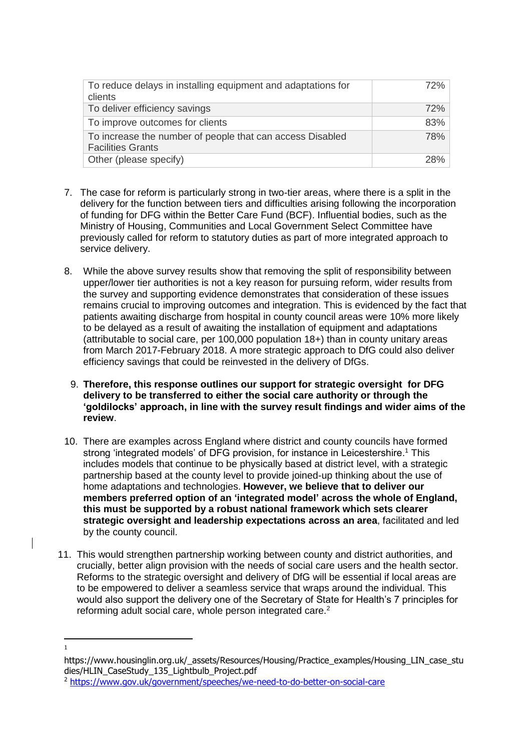| To reduce delays in installing equipment and adaptations for clients | 72% |
|---|---|
| To deliver efficiency savings | 72% |
| To improve outcomes for clients | 83% |
| To increase the number of people that can access Disabled Facilities Grants | 78% |
| Other (please specify) | 28% |

7. The case for reform is particularly strong in two-tier areas, where there is a split in the delivery for the function between tiers and difficulties arising following the incorporation of funding for DFG within the Better Care Fund (BCF). Influential bodies, such as the Ministry of Housing, Communities and Local Government Select Committee have previously called for reform to statutory duties as part of more integrated approach to service delivery.

8. While the above survey results show that removing the split of responsibility between upper/lower tier authorities is not a key reason for pursuing reform, wider results from the survey and supporting evidence demonstrates that consideration of these issues remains crucial to improving outcomes and integration. This is evidenced by the fact that patients awaiting discharge from hospital in county council areas were 10% more likely to be delayed as a result of awaiting the installation of equipment and adaptations (attributable to social care, per 100,000 population 18+) than in county unitary areas from March 2017-February 2018. A more strategic approach to DfG could also deliver efficiency savings that could be reinvested in the delivery of DfGs.

9. **Therefore, this response outlines our support for strategic oversight for DFG delivery to be transferred to either the social care authority or through the 'goldilocks' approach, in line with the survey result findings and wider aims of the review**.

10. There are examples across England where district and county councils have formed strong 'integrated models' of DFG provision, for instance in Leicestershire.[1] This includes models that continue to be physically based at district level, with a strategic partnership based at the county level to provide joined-up thinking about the use of home adaptations and technologies. **However, we believe that to deliver our members preferred option of an 'integrated model' across the whole of England, this must be supported by a robust national framework which sets clearer strategic oversight and leadership expectations across an area**, facilitated and led by the county council.

11. This would strengthen partnership working between county and district authorities, and crucially, better align provision with the needs of social care users and the health sector. Reforms to the strategic oversight and delivery of DfG will be essential if local areas are to be empowered to deliver a seamless service that wraps around the individual. This would also support the delivery one of the Secretary of State for Health's 7 principles for reforming adult social care, whole person integrated care.[2]

---

[1] https://www.housinglin.org.uk/_assets/Resources/Housing/Practice_examples/Housing_LIN_case_studies/HLIN_CaseStudy_135_Lightbulb_Project.pdf

[2] https://www.gov.uk/government/speeches/we-need-to-do-better-on-social-care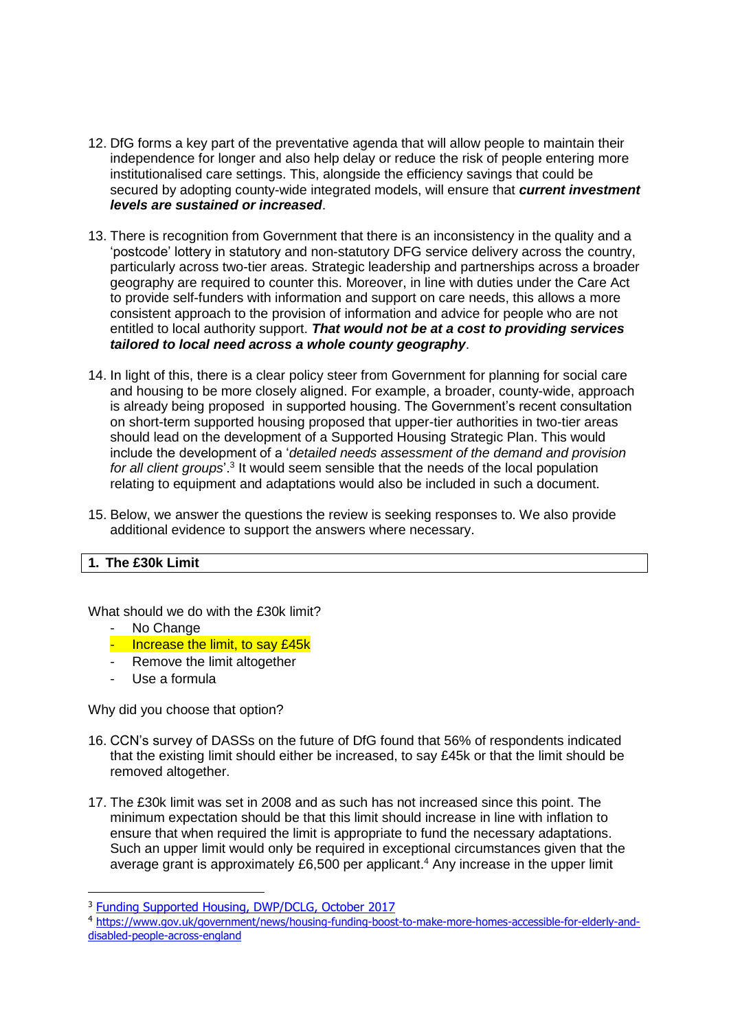12. DfG forms a key part of the preventative agenda that will allow people to maintain their independence for longer and also help delay or reduce the risk of people entering more institutionalised care settings. This, alongside the efficiency savings that could be secured by adopting county-wide integrated models, will ensure that ***current investment levels are sustained or increased***.

13. There is recognition from Government that there is an inconsistency in the quality and a 'postcode' lottery in statutory and non-statutory DFG service delivery across the country, particularly across two-tier areas. Strategic leadership and partnerships across a broader geography are required to counter this. Moreover, in line with duties under the Care Act to provide self-funders with information and support on care needs, this allows a more consistent approach to the provision of information and advice for people who are not entitled to local authority support. ***That would not be at a cost to providing services tailored to local need across a whole county geography***.

14. In light of this, there is a clear policy steer from Government for planning for social care and housing to be more closely aligned. For example, a broader, county-wide, approach is already being proposed in supported housing. The Government's recent consultation on short-term supported housing proposed that upper-tier authorities in two-tier areas should lead on the development of a Supported Housing Strategic Plan. This would include the development of a '*detailed needs assessment of the demand and provision for all client groups*'.[3] It would seem sensible that the needs of the local population relating to equipment and adaptations would also be included in such a document.

15. Below, we answer the questions the review is seeking responses to. We also provide additional evidence to support the answers where necessary.

## 1. The £30k Limit

What should we do with the £30k limit?

- No Change
- Increase the limit, to say £45k
- Remove the limit altogether
- Use a formula

Why did you choose that option?

16. CCN's survey of DASSs on the future of DfG found that 56% of respondents indicated that the existing limit should either be increased, to say £45k or that the limit should be removed altogether.

17. The £30k limit was set in 2008 and as such has not increased since this point. The minimum expectation should be that this limit should increase in line with inflation to ensure that when required the limit is appropriate to fund the necessary adaptations. Such an upper limit would only be required in exceptional circumstances given that the average grant is approximately £6,500 per applicant.[4] Any increase in the upper limit

---

[3] Funding Supported Housing, DWP/DCLG, October 2017

[4] https://www.gov.uk/government/news/housing-funding-boost-to-make-more-homes-accessible-for-elderly-and-disabled-people-across-england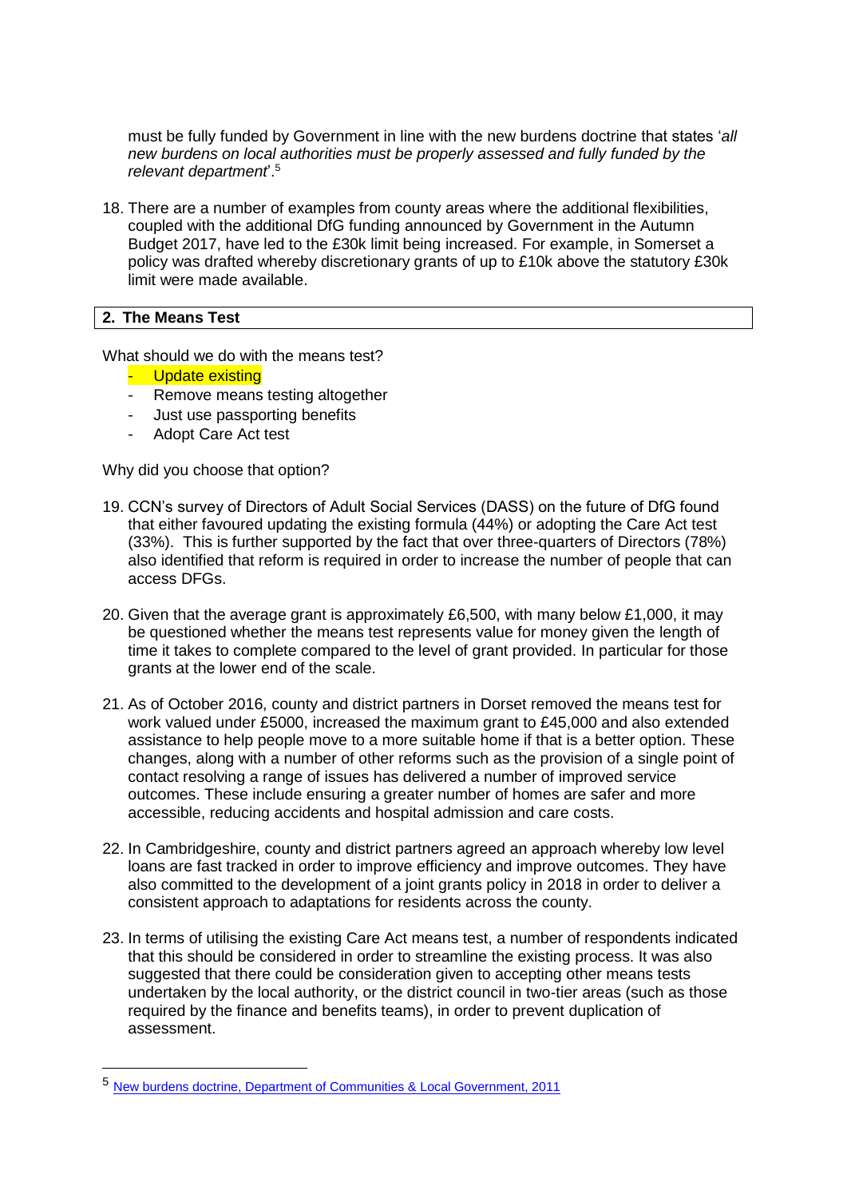must be fully funded by Government in line with the new burdens doctrine that states '*all new burdens on local authorities must be properly assessed and fully funded by the relevant department*'.[5]

18. There are a number of examples from county areas where the additional flexibilities, coupled with the additional DfG funding announced by Government in the Autumn Budget 2017, have led to the £30k limit being increased. For example, in Somerset a policy was drafted whereby discretionary grants of up to £10k above the statutory £30k limit were made available.

## 2. The Means Test

What should we do with the means test?

- Update existing
- Remove means testing altogether
- Just use passporting benefits
- Adopt Care Act test

Why did you choose that option?

19. CCN's survey of Directors of Adult Social Services (DASS) on the future of DfG found that either favoured updating the existing formula (44%) or adopting the Care Act test (33%). This is further supported by the fact that over three-quarters of Directors (78%) also identified that reform is required in order to increase the number of people that can access DFGs.

20. Given that the average grant is approximately £6,500, with many below £1,000, it may be questioned whether the means test represents value for money given the length of time it takes to complete compared to the level of grant provided. In particular for those grants at the lower end of the scale.

21. As of October 2016, county and district partners in Dorset removed the means test for work valued under £5000, increased the maximum grant to £45,000 and also extended assistance to help people move to a more suitable home if that is a better option. These changes, along with a number of other reforms such as the provision of a single point of contact resolving a range of issues has delivered a number of improved service outcomes. These include ensuring a greater number of homes are safer and more accessible, reducing accidents and hospital admission and care costs.

22. In Cambridgeshire, county and district partners agreed an approach whereby low level loans are fast tracked in order to improve efficiency and improve outcomes. They have also committed to the development of a joint grants policy in 2018 in order to deliver a consistent approach to adaptations for residents across the county.

23. In terms of utilising the existing Care Act means test, a number of respondents indicated that this should be considered in order to streamline the existing process. It was also suggested that there could be consideration given to accepting other means tests undertaken by the local authority, or the district council in two-tier areas (such as those required by the finance and benefits teams), in order to prevent duplication of assessment.

---

[5] New burdens doctrine, Department of Communities & Local Government, 2011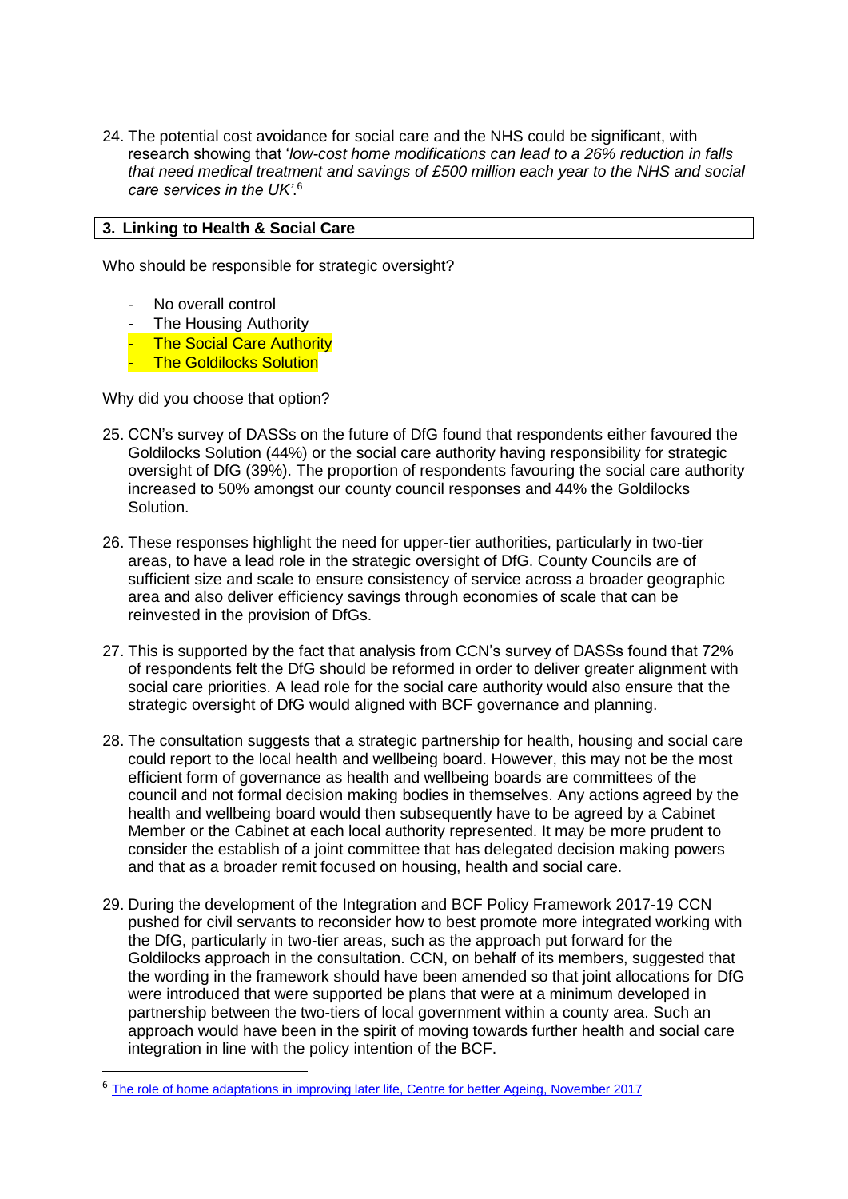24. The potential cost avoidance for social care and the NHS could be significant, with research showing that '*low-cost home modifications can lead to a 26% reduction in falls that need medical treatment and savings of £500 million each year to the NHS and social care services in the UK*'.[6]

## 3. Linking to Health & Social Care

Who should be responsible for strategic oversight?

- No overall control
- The Housing Authority
- The Social Care Authority
- The Goldilocks Solution

Why did you choose that option?

25. CCN's survey of DASSs on the future of DfG found that respondents either favoured the Goldilocks Solution (44%) or the social care authority having responsibility for strategic oversight of DfG (39%). The proportion of respondents favouring the social care authority increased to 50% amongst our county council responses and 44% the Goldilocks Solution.

26. These responses highlight the need for upper-tier authorities, particularly in two-tier areas, to have a lead role in the strategic oversight of DfG. County Councils are of sufficient size and scale to ensure consistency of service across a broader geographic area and also deliver efficiency savings through economies of scale that can be reinvested in the provision of DfGs.

27. This is supported by the fact that analysis from CCN's survey of DASSs found that 72% of respondents felt the DfG should be reformed in order to deliver greater alignment with social care priorities. A lead role for the social care authority would also ensure that the strategic oversight of DfG would aligned with BCF governance and planning.

28. The consultation suggests that a strategic partnership for health, housing and social care could report to the local health and wellbeing board. However, this may not be the most efficient form of governance as health and wellbeing boards are committees of the council and not formal decision making bodies in themselves. Any actions agreed by the health and wellbeing board would then subsequently have to be agreed by a Cabinet Member or the Cabinet at each local authority represented. It may be more prudent to consider the establish of a joint committee that has delegated decision making powers and that as a broader remit focused on housing, health and social care.

29. During the development of the Integration and BCF Policy Framework 2017-19 CCN pushed for civil servants to reconsider how to best promote more integrated working with the DfG, particularly in two-tier areas, such as the approach put forward for the Goldilocks approach in the consultation. CCN, on behalf of its members, suggested that the wording in the framework should have been amended so that joint allocations for DfG were introduced that were supported be plans that were at a minimum developed in partnership between the two-tiers of local government within a county area. Such an approach would have been in the spirit of moving towards further health and social care integration in line with the policy intention of the BCF.

[6] The role of home adaptations in improving later life, Centre for better Ageing, November 2017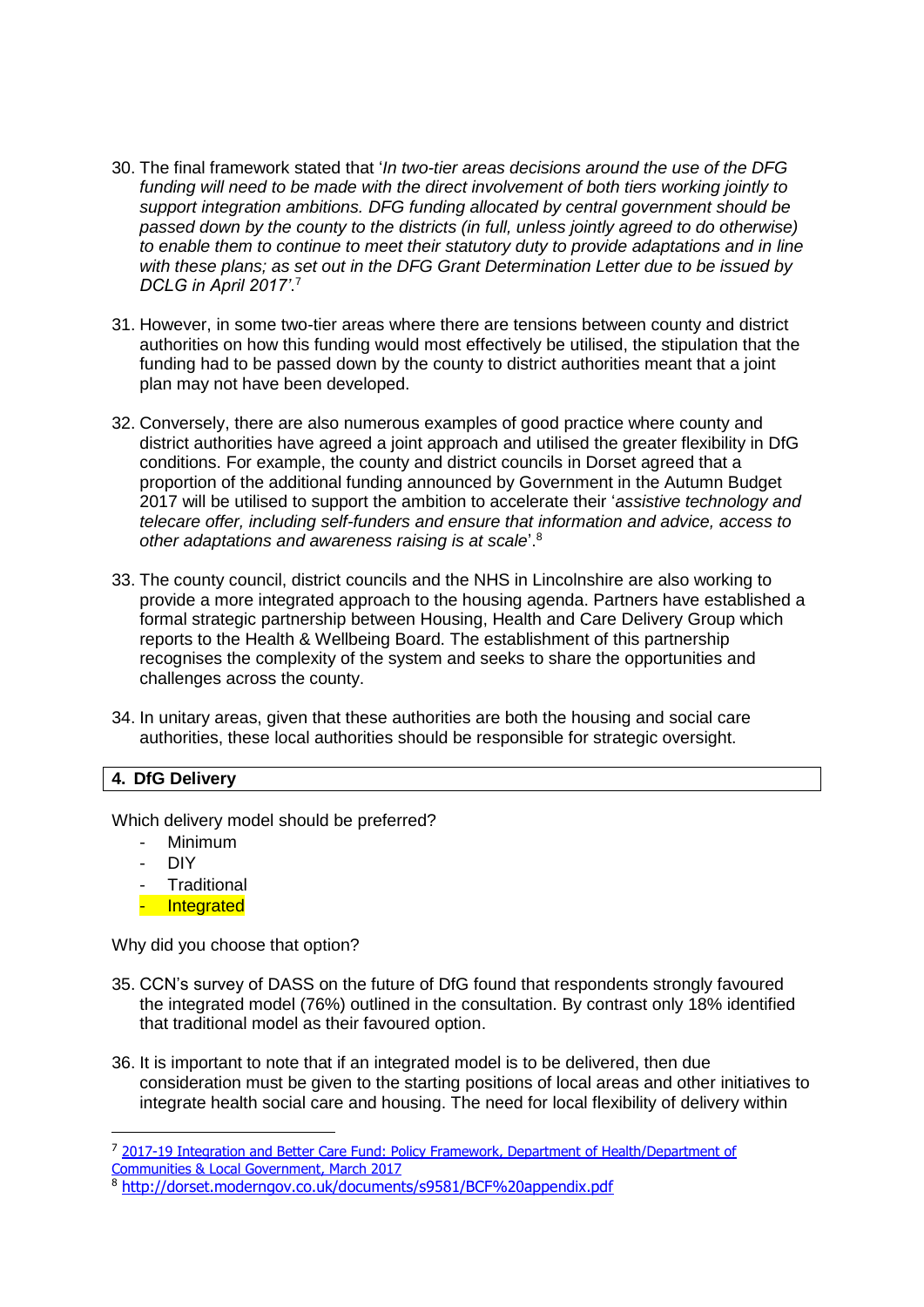30. The final framework stated that '*In two-tier areas decisions around the use of the DFG funding will need to be made with the direct involvement of both tiers working jointly to support integration ambitions. DFG funding allocated by central government should be passed down by the county to the districts (in full, unless jointly agreed to do otherwise) to enable them to continue to meet their statutory duty to provide adaptations and in line with these plans; as set out in the DFG Grant Determination Letter due to be issued by DCLG in April 2017*'.[7]

31. However, in some two-tier areas where there are tensions between county and district authorities on how this funding would most effectively be utilised, the stipulation that the funding had to be passed down by the county to district authorities meant that a joint plan may not have been developed.

32. Conversely, there are also numerous examples of good practice where county and district authorities have agreed a joint approach and utilised the greater flexibility in DfG conditions. For example, the county and district councils in Dorset agreed that a proportion of the additional funding announced by Government in the Autumn Budget 2017 will be utilised to support the ambition to accelerate their '*assistive technology and telecare offer, including self-funders and ensure that information and advice, access to other adaptations and awareness raising is at scale*'.[8]

33. The county council, district councils and the NHS in Lincolnshire are also working to provide a more integrated approach to the housing agenda. Partners have established a formal strategic partnership between Housing, Health and Care Delivery Group which reports to the Health & Wellbeing Board. The establishment of this partnership recognises the complexity of the system and seeks to share the opportunities and challenges across the county.

34. In unitary areas, given that these authorities are both the housing and social care authorities, these local authorities should be responsible for strategic oversight.

## 4. DfG Delivery

Which delivery model should be preferred?

- Minimum
- DIY
- Traditional
- Integrated

Why did you choose that option?

35. CCN's survey of DASS on the future of DfG found that respondents strongly favoured the integrated model (76%) outlined in the consultation. By contrast only 18% identified that traditional model as their favoured option.

36. It is important to note that if an integrated model is to be delivered, then due consideration must be given to the starting positions of local areas and other initiatives to integrate health social care and housing. The need for local flexibility of delivery within

---

[7] 2017-19 Integration and Better Care Fund: Policy Framework, Department of Health/Department of Communities & Local Government, March 2017

[8] http://dorset.moderngov.co.uk/documents/s9581/BCF%20appendix.pdf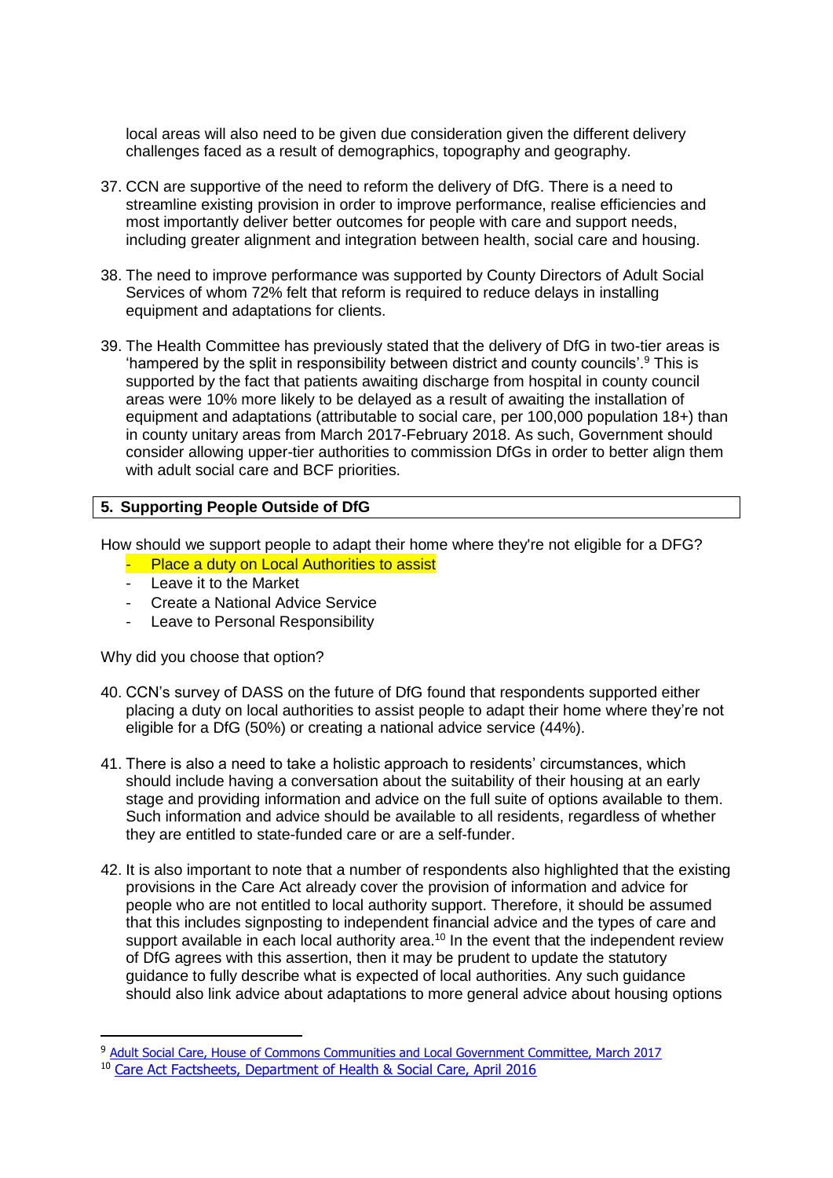local areas will also need to be given due consideration given the different delivery challenges faced as a result of demographics, topography and geography.

37. CCN are supportive of the need to reform the delivery of DfG. There is a need to streamline existing provision in order to improve performance, realise efficiencies and most importantly deliver better outcomes for people with care and support needs, including greater alignment and integration between health, social care and housing.

38. The need to improve performance was supported by County Directors of Adult Social Services of whom 72% felt that reform is required to reduce delays in installing equipment and adaptations for clients.

39. The Health Committee has previously stated that the delivery of DfG in two-tier areas is 'hampered by the split in responsibility between district and county councils'.[9] This is supported by the fact that patients awaiting discharge from hospital in county council areas were 10% more likely to be delayed as a result of awaiting the installation of equipment and adaptations (attributable to social care, per 100,000 population 18+) than in county unitary areas from March 2017-February 2018. As such, Government should consider allowing upper-tier authorities to commission DfGs in order to better align them with adult social care and BCF priorities.

## 5. Supporting People Outside of DfG

How should we support people to adapt their home where they're not eligible for a DFG?

- Place a duty on Local Authorities to assist
- Leave it to the Market
- Create a National Advice Service
- Leave to Personal Responsibility

Why did you choose that option?

40. CCN's survey of DASS on the future of DfG found that respondents supported either placing a duty on local authorities to assist people to adapt their home where they're not eligible for a DfG (50%) or creating a national advice service (44%).

41. There is also a need to take a holistic approach to residents' circumstances, which should include having a conversation about the suitability of their housing at an early stage and providing information and advice on the full suite of options available to them. Such information and advice should be available to all residents, regardless of whether they are entitled to state-funded care or are a self-funder.

42. It is also important to note that a number of respondents also highlighted that the existing provisions in the Care Act already cover the provision of information and advice for people who are not entitled to local authority support. Therefore, it should be assumed that this includes signposting to independent financial advice and the types of care and support available in each local authority area.[10] In the event that the independent review of DfG agrees with this assertion, then it may be prudent to update the statutory guidance to fully describe what is expected of local authorities. Any such guidance should also link advice about adaptations to more general advice about housing options

---

[9] Adult Social Care, House of Commons Communities and Local Government Committee, March 2017

[10] Care Act Factsheets, Department of Health & Social Care, April 2016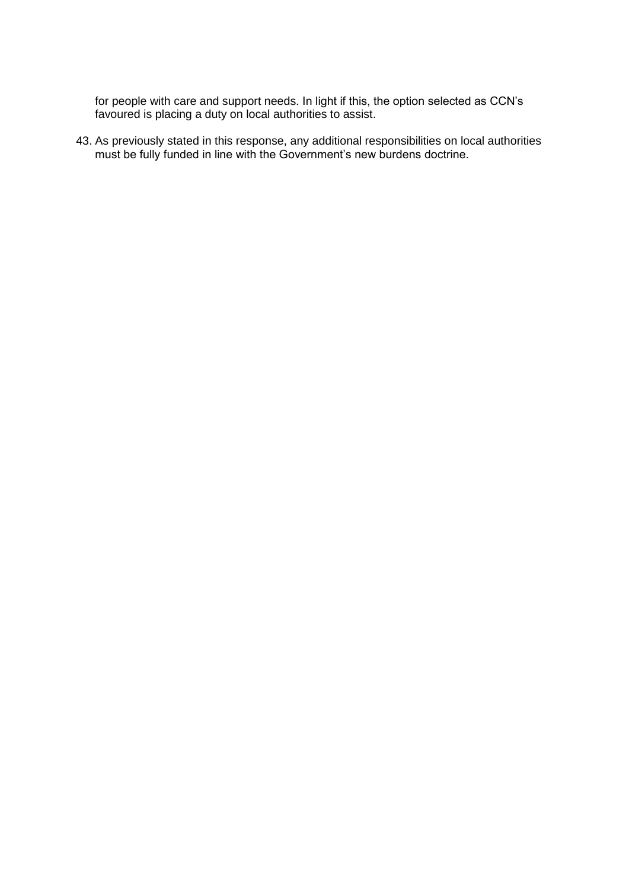for people with care and support needs. In light if this, the option selected as CCN's favoured is placing a duty on local authorities to assist.

43. As previously stated in this response, any additional responsibilities on local authorities must be fully funded in line with the Government's new burdens doctrine.